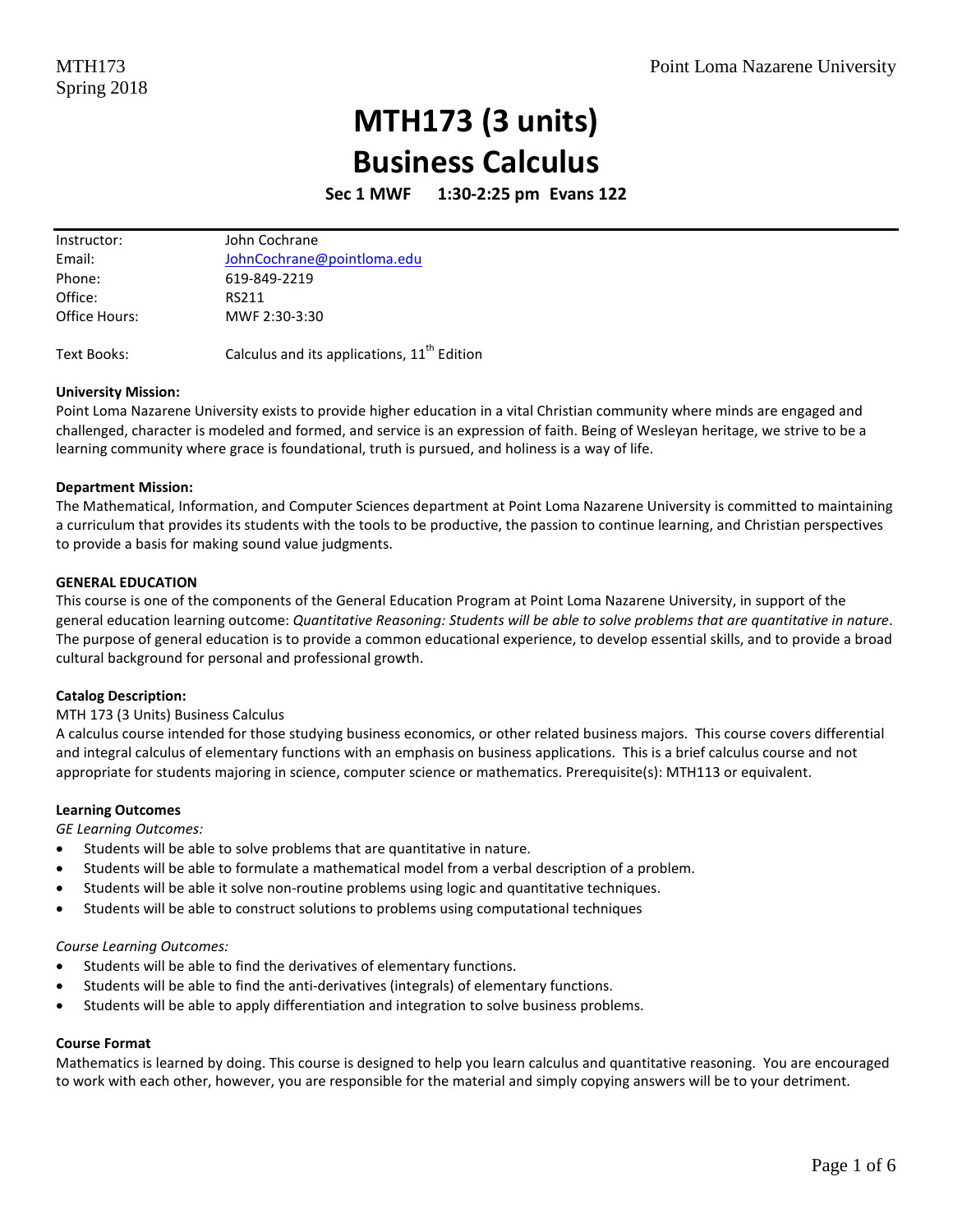MTH173
Spring 2018

Point Loma Nazarene University

# MTH173 (3 units)
# Business Calculus

**Sec 1 MWF 1:30-2:25 pm Evans 122**

| | |
|---|---|
| Instructor: | John Cochrane |
| Email: | JohnCochrane@pointloma.edu |
| Phone: | 619-849-2219 |
| Office: | RS211 |
| Office Hours: | MWF 2:30-3:30 |
| Text Books: | Calculus and its applications, 11th Edition |

**University Mission:**
Point Loma Nazarene University exists to provide higher education in a vital Christian community where minds are engaged and challenged, character is modeled and formed, and service is an expression of faith. Being of Wesleyan heritage, we strive to be a learning community where grace is foundational, truth is pursued, and holiness is a way of life.

**Department Mission:**
The Mathematical, Information, and Computer Sciences department at Point Loma Nazarene University is committed to maintaining a curriculum that provides its students with the tools to be productive, the passion to continue learning, and Christian perspectives to provide a basis for making sound value judgments.

**GENERAL EDUCATION**
This course is one of the components of the General Education Program at Point Loma Nazarene University, in support of the general education learning outcome: *Quantitative Reasoning: Students will be able to solve problems that are quantitative in nature*. The purpose of general education is to provide a common educational experience, to develop essential skills, and to provide a broad cultural background for personal and professional growth.

**Catalog Description:**
MTH 173 (3 Units) Business Calculus
A calculus course intended for those studying business economics, or other related business majors. This course covers differential and integral calculus of elementary functions with an emphasis on business applications. This is a brief calculus course and not appropriate for students majoring in science, computer science or mathematics. Prerequisite(s): MTH113 or equivalent.

**Learning Outcomes**
*GE Learning Outcomes:*

- Students will be able to solve problems that are quantitative in nature.
- Students will be able to formulate a mathematical model from a verbal description of a problem.
- Students will be able it solve non-routine problems using logic and quantitative techniques.
- Students will be able to construct solutions to problems using computational techniques

*Course Learning Outcomes:*

- Students will be able to find the derivatives of elementary functions.
- Students will be able to find the anti-derivatives (integrals) of elementary functions.
- Students will be able to apply differentiation and integration to solve business problems.

**Course Format**
Mathematics is learned by doing. This course is designed to help you learn calculus and quantitative reasoning. You are encouraged to work with each other, however, you are responsible for the material and simply copying answers will be to your detriment.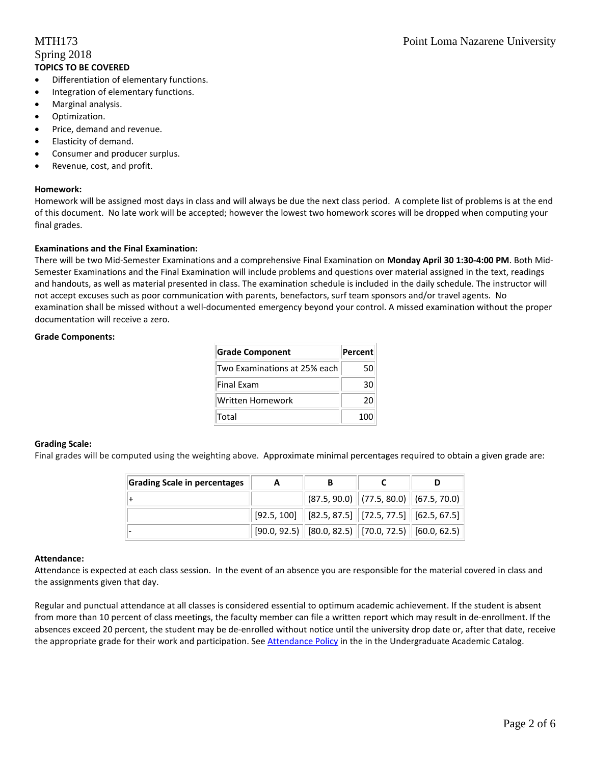**TOPICS TO BE COVERED**

- Differentiation of elementary functions.
- Integration of elementary functions.
- Marginal analysis.
- Optimization.
- Price, demand and revenue.
- Elasticity of demand.
- Consumer and producer surplus.
- Revenue, cost, and profit.

**Homework:**

Homework will be assigned most days in class and will always be due the next class period. A complete list of problems is at the end of this document. No late work will be accepted; however the lowest two homework scores will be dropped when computing your final grades.

**Examinations and the Final Examination:**

There will be two Mid-Semester Examinations and a comprehensive Final Examination on **Monday April 30 1:30-4:00 PM**. Both Mid-Semester Examinations and the Final Examination will include problems and questions over material assigned in the text, readings and handouts, as well as material presented in class. The examination schedule is included in the daily schedule. The instructor will not accept excuses such as poor communication with parents, benefactors, surf team sponsors and/or travel agents. No examination shall be missed without a well-documented emergency beyond your control. A missed examination without the proper documentation will receive a zero.

**Grade Components:**

| Grade Component | Percent |
|---|---|
| Two Examinations at 25% each | 50 |
| Final Exam | 30 |
| Written Homework | 20 |
| Total | 100 |

**Grading Scale:**

Final grades will be computed using the weighting above. Approximate minimal percentages required to obtain a given grade are:

| Grading Scale in percentages | A | B | C | D |
|---|---|---|---|---|
| + | | (87.5, 90.0) | (77.5, 80.0) | (67.5, 70.0) |
| | [92.5, 100] | [82.5, 87.5] | [72.5, 77.5] | [62.5, 67.5] |
| - | [90.0, 92.5) | [80.0, 82.5) | [70.0, 72.5) | [60.0, 62.5) |

**Attendance:**

Attendance is expected at each class session. In the event of an absence you are responsible for the material covered in class and the assignments given that day.

Regular and punctual attendance at all classes is considered essential to optimum academic achievement. If the student is absent from more than 10 percent of class meetings, the faculty member can file a written report which may result in de-enrollment. If the absences exceed 20 percent, the student may be de-enrolled without notice until the university drop date or, after that date, receive the appropriate grade for their work and participation. See Attendance Policy in the in the Undergraduate Academic Catalog.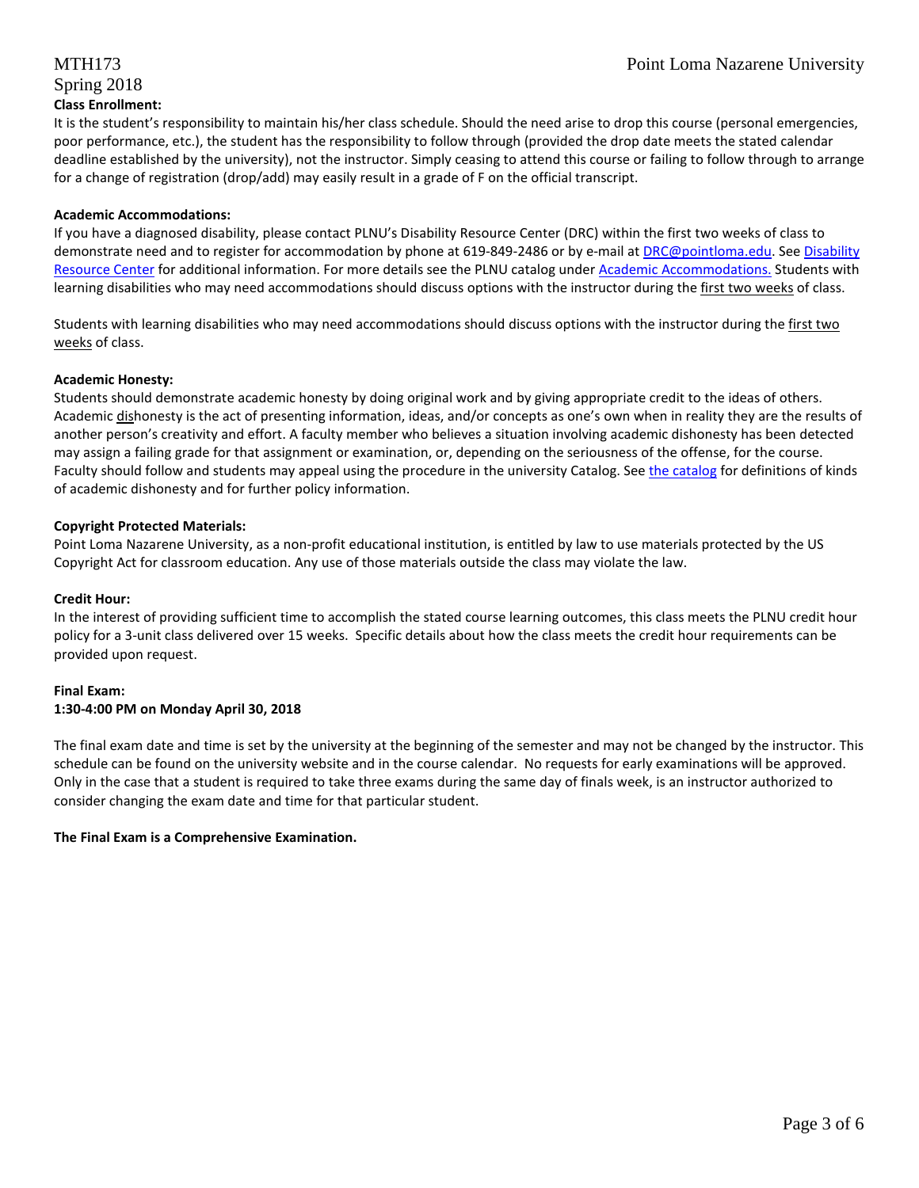**Class Enrollment:**

It is the student's responsibility to maintain his/her class schedule. Should the need arise to drop this course (personal emergencies, poor performance, etc.), the student has the responsibility to follow through (provided the drop date meets the stated calendar deadline established by the university), not the instructor. Simply ceasing to attend this course or failing to follow through to arrange for a change of registration (drop/add) may easily result in a grade of F on the official transcript.

**Academic Accommodations:**

If you have a diagnosed disability, please contact PLNU's Disability Resource Center (DRC) within the first two weeks of class to demonstrate need and to register for accommodation by phone at 619-849-2486 or by e-mail at DRC@pointloma.edu. See Disability Resource Center for additional information. For more details see the PLNU catalog under Academic Accommodations. Students with learning disabilities who may need accommodations should discuss options with the instructor during the first two weeks of class.

Students with learning disabilities who may need accommodations should discuss options with the instructor during the first two weeks of class.

**Academic Honesty:**

Students should demonstrate academic honesty by doing original work and by giving appropriate credit to the ideas of others. Academic dishonesty is the act of presenting information, ideas, and/or concepts as one's own when in reality they are the results of another person's creativity and effort. A faculty member who believes a situation involving academic dishonesty has been detected may assign a failing grade for that assignment or examination, or, depending on the seriousness of the offense, for the course. Faculty should follow and students may appeal using the procedure in the university Catalog. See the catalog for definitions of kinds of academic dishonesty and for further policy information.

**Copyright Protected Materials:**

Point Loma Nazarene University, as a non-profit educational institution, is entitled by law to use materials protected by the US Copyright Act for classroom education. Any use of those materials outside the class may violate the law.

**Credit Hour:**

In the interest of providing sufficient time to accomplish the stated course learning outcomes, this class meets the PLNU credit hour policy for a 3-unit class delivered over 15 weeks. Specific details about how the class meets the credit hour requirements can be provided upon request.

**Final Exam:**
**1:30-4:00 PM on Monday April 30, 2018**

The final exam date and time is set by the university at the beginning of the semester and may not be changed by the instructor. This schedule can be found on the university website and in the course calendar. No requests for early examinations will be approved. Only in the case that a student is required to take three exams during the same day of finals week, is an instructor authorized to consider changing the exam date and time for that particular student.

**The Final Exam is a Comprehensive Examination.**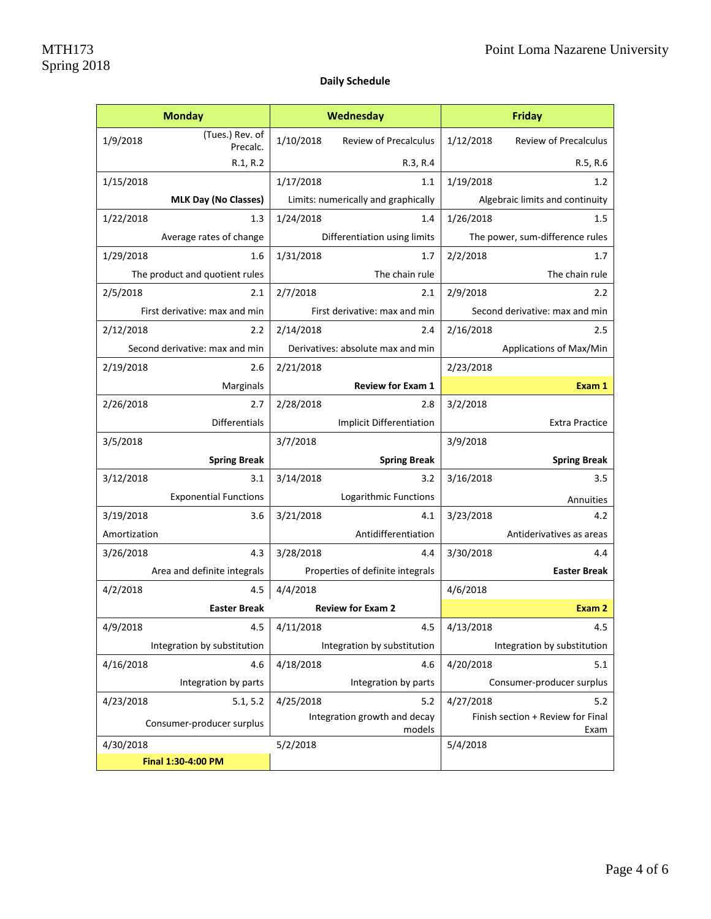**Daily Schedule**

| Monday | Wednesday | Friday |
|---|---|---|
| 1/9/2018 (Tues.) Rev. of Precalc. R.1, R.2 | 1/10/2018 Review of Precalculus R.3, R.4 | 1/12/2018 Review of Precalculus R.5, R.6 |
| 1/15/2018 **MLK Day (No Classes)** | 1/17/2018 1.1 Limits: numerically and graphically | 1/19/2018 1.2 Algebraic limits and continuity |
| 1/22/2018 1.3 Average rates of change | 1/24/2018 1.4 Differentiation using limits | 1/26/2018 1.5 The power, sum-difference rules |
| 1/29/2018 1.6 The product and quotient rules | 1/31/2018 1.7 The chain rule | 2/2/2018 1.7 The chain rule |
| 2/5/2018 2.1 First derivative: max and min | 2/7/2018 2.1 First derivative: max and min | 2/9/2018 2.2 Second derivative: max and min |
| 2/12/2018 2.2 Second derivative: max and min | 2/14/2018 2.4 Derivatives: absolute max and min | 2/16/2018 2.5 Applications of Max/Min |
| 2/19/2018 2.6 Marginals | 2/21/2018 **Review for Exam 1** | 2/23/2018 **Exam 1** |
| 2/26/2018 2.7 Differentials | 2/28/2018 2.8 Implicit Differentiation | 3/2/2018 Extra Practice |
| 3/5/2018 **Spring Break** | 3/7/2018 **Spring Break** | 3/9/2018 **Spring Break** |
| 3/12/2018 3.1 Exponential Functions | 3/14/2018 3.2 Logarithmic Functions | 3/16/2018 3.5 Annuities |
| 3/19/2018 3.6 Amortization | 3/21/2018 4.1 Antidifferentiation | 3/23/2018 4.2 Antiderivatives as areas |
| 3/26/2018 4.3 Area and definite integrals | 3/28/2018 4.4 Properties of definite integrals | 3/30/2018 4.4 **Easter Break** |
| 4/2/2018 4.5 **Easter Break** | 4/4/2018 **Review for Exam 2** | 4/6/2018 **Exam 2** |
| 4/9/2018 4.5 Integration by substitution | 4/11/2018 4.5 Integration by substitution | 4/13/2018 4.5 Integration by substitution |
| 4/16/2018 4.6 Integration by parts | 4/18/2018 4.6 Integration by parts | 4/20/2018 5.1 Consumer-producer surplus |
| 4/23/2018 5.1, 5.2 Consumer-producer surplus | 4/25/2018 5.2 Integration growth and decay models | 4/27/2018 5.2 Finish section + Review for Final Exam |
| 4/30/2018 **Final 1:30-4:00 PM** | 5/2/2018 | 5/4/2018 |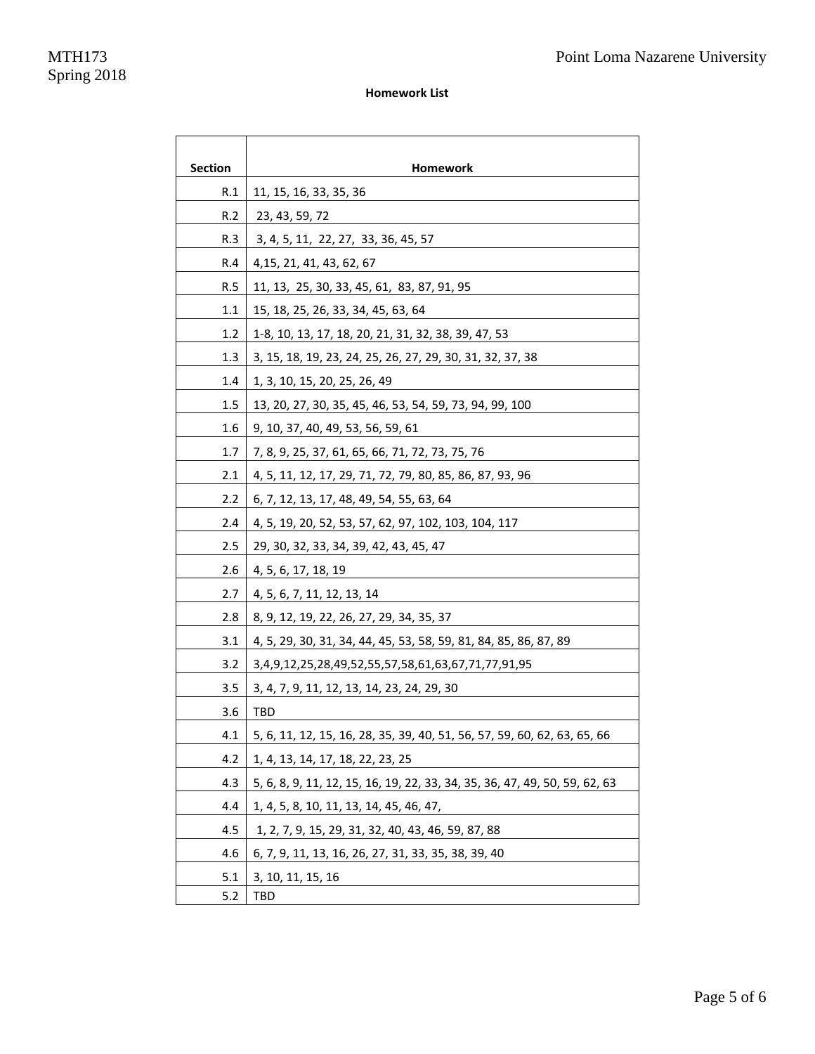**Homework List**

| Section | Homework |
|---|---|
| R.1 | 11, 15, 16, 33, 35, 36 |
| R.2 | 23, 43, 59, 72 |
| R.3 | 3, 4, 5, 11, 22, 27, 33, 36, 45, 57 |
| R.4 | 4,15, 21, 41, 43, 62, 67 |
| R.5 | 11, 13, 25, 30, 33, 45, 61, 83, 87, 91, 95 |
| 1.1 | 15, 18, 25, 26, 33, 34, 45, 63, 64 |
| 1.2 | 1-8, 10, 13, 17, 18, 20, 21, 31, 32, 38, 39, 47, 53 |
| 1.3 | 3, 15, 18, 19, 23, 24, 25, 26, 27, 29, 30, 31, 32, 37, 38 |
| 1.4 | 1, 3, 10, 15, 20, 25, 26, 49 |
| 1.5 | 13, 20, 27, 30, 35, 45, 46, 53, 54, 59, 73, 94, 99, 100 |
| 1.6 | 9, 10, 37, 40, 49, 53, 56, 59, 61 |
| 1.7 | 7, 8, 9, 25, 37, 61, 65, 66, 71, 72, 73, 75, 76 |
| 2.1 | 4, 5, 11, 12, 17, 29, 71, 72, 79, 80, 85, 86, 87, 93, 96 |
| 2.2 | 6, 7, 12, 13, 17, 48, 49, 54, 55, 63, 64 |
| 2.4 | 4, 5, 19, 20, 52, 53, 57, 62, 97, 102, 103, 104, 117 |
| 2.5 | 29, 30, 32, 33, 34, 39, 42, 43, 45, 47 |
| 2.6 | 4, 5, 6, 17, 18, 19 |
| 2.7 | 4, 5, 6, 7, 11, 12, 13, 14 |
| 2.8 | 8, 9, 12, 19, 22, 26, 27, 29, 34, 35, 37 |
| 3.1 | 4, 5, 29, 30, 31, 34, 44, 45, 53, 58, 59, 81, 84, 85, 86, 87, 89 |
| 3.2 | 3,4,9,12,25,28,49,52,55,57,58,61,63,67,71,77,91,95 |
| 3.5 | 3, 4, 7, 9, 11, 12, 13, 14, 23, 24, 29, 30 |
| 3.6 | TBD |
| 4.1 | 5, 6, 11, 12, 15, 16, 28, 35, 39, 40, 51, 56, 57, 59, 60, 62, 63, 65, 66 |
| 4.2 | 1, 4, 13, 14, 17, 18, 22, 23, 25 |
| 4.3 | 5, 6, 8, 9, 11, 12, 15, 16, 19, 22, 33, 34, 35, 36, 47, 49, 50, 59, 62, 63 |
| 4.4 | 1, 4, 5, 8, 10, 11, 13, 14, 45, 46, 47, |
| 4.5 | 1, 2, 7, 9, 15, 29, 31, 32, 40, 43, 46, 59, 87, 88 |
| 4.6 | 6, 7, 9, 11, 13, 16, 26, 27, 31, 33, 35, 38, 39, 40 |
| 5.1 | 3, 10, 11, 15, 16 |
| 5.2 | TBD |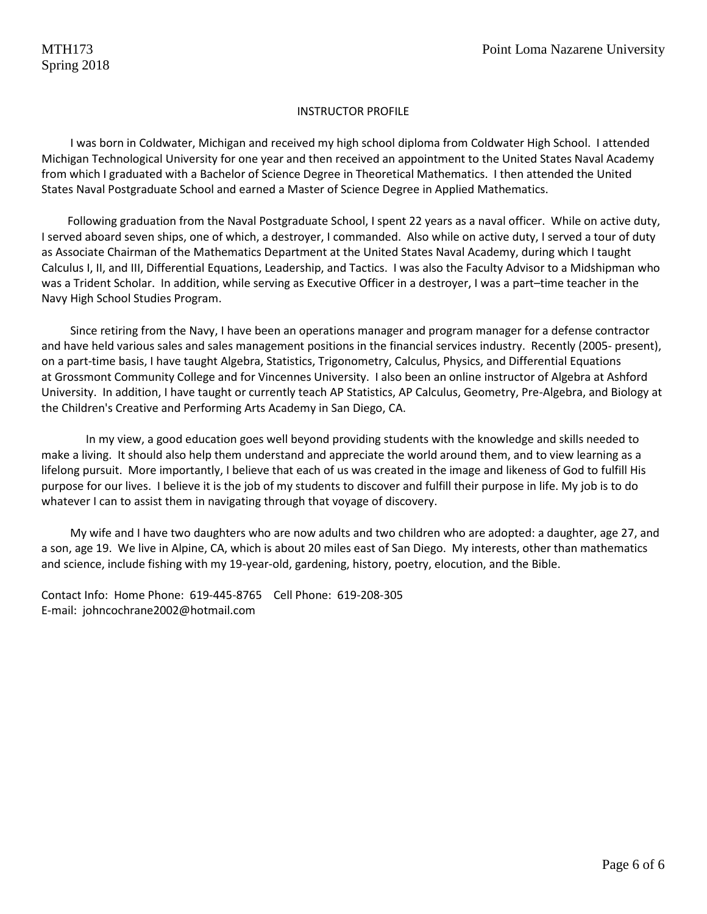## INSTRUCTOR PROFILE

I was born in Coldwater, Michigan and received my high school diploma from Coldwater High School. I attended Michigan Technological University for one year and then received an appointment to the United States Naval Academy from which I graduated with a Bachelor of Science Degree in Theoretical Mathematics. I then attended the United States Naval Postgraduate School and earned a Master of Science Degree in Applied Mathematics.

Following graduation from the Naval Postgraduate School, I spent 22 years as a naval officer. While on active duty, I served aboard seven ships, one of which, a destroyer, I commanded. Also while on active duty, I served a tour of duty as Associate Chairman of the Mathematics Department at the United States Naval Academy, during which I taught Calculus I, II, and III, Differential Equations, Leadership, and Tactics. I was also the Faculty Advisor to a Midshipman who was a Trident Scholar. In addition, while serving as Executive Officer in a destroyer, I was a part–time teacher in the Navy High School Studies Program.

Since retiring from the Navy, I have been an operations manager and program manager for a defense contractor and have held various sales and sales management positions in the financial services industry. Recently (2005- present), on a part-time basis, I have taught Algebra, Statistics, Trigonometry, Calculus, Physics, and Differential Equations at Grossmont Community College and for Vincennes University. I also been an online instructor of Algebra at Ashford University. In addition, I have taught or currently teach AP Statistics, AP Calculus, Geometry, Pre-Algebra, and Biology at the Children's Creative and Performing Arts Academy in San Diego, CA.

In my view, a good education goes well beyond providing students with the knowledge and skills needed to make a living. It should also help them understand and appreciate the world around them, and to view learning as a lifelong pursuit. More importantly, I believe that each of us was created in the image and likeness of God to fulfill His purpose for our lives. I believe it is the job of my students to discover and fulfill their purpose in life. My job is to do whatever I can to assist them in navigating through that voyage of discovery.

My wife and I have two daughters who are now adults and two children who are adopted: a daughter, age 27, and a son, age 19. We live in Alpine, CA, which is about 20 miles east of San Diego. My interests, other than mathematics and science, include fishing with my 19-year-old, gardening, history, poetry, elocution, and the Bible.

Contact Info: Home Phone: 619-445-8765 Cell Phone: 619-208-305
E-mail: johncochrane2002@hotmail.com